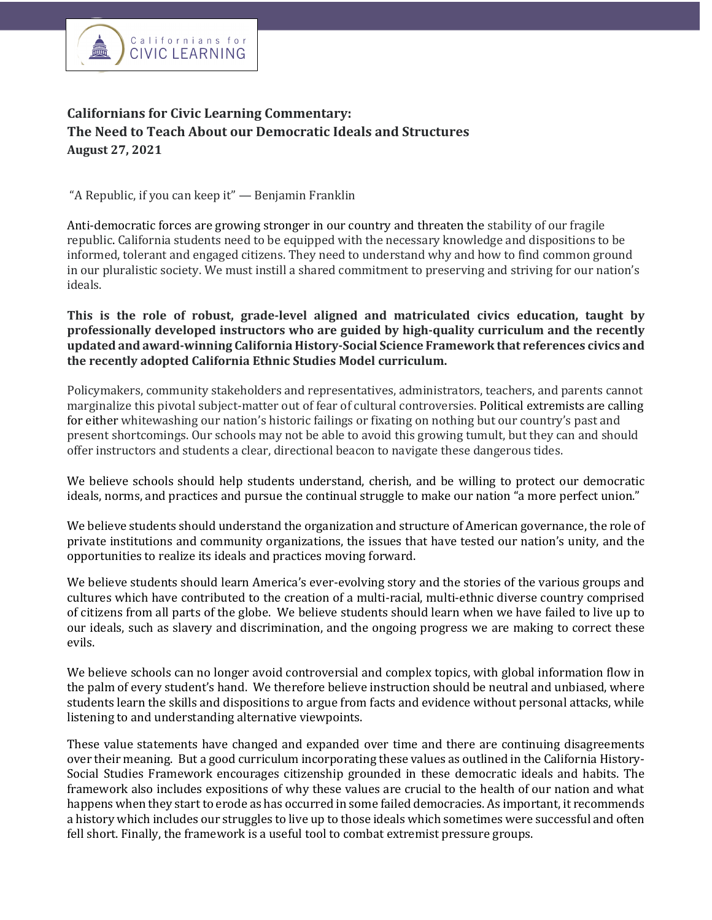Californians for CIVIC LEARNING

**Californians for Civic Learning Commentary:**
**The Need to Teach About our Democratic Ideals and Structures**
**August 27, 2021**

"A Republic, if you can keep it" — Benjamin Franklin

Anti-democratic forces are growing stronger in our country and threaten the stability of our fragile republic. California students need to be equipped with the necessary knowledge and dispositions to be informed, tolerant and engaged citizens. They need to understand why and how to find common ground in our pluralistic society. We must instill a shared commitment to preserving and striving for our nation's ideals.

**This is the role of robust, grade-level aligned and matriculated civics education, taught by professionally developed instructors who are guided by high-quality curriculum and the recently updated and award-winning California History-Social Science Framework that references civics and the recently adopted California Ethnic Studies Model curriculum.**

Policymakers, community stakeholders and representatives, administrators, teachers, and parents cannot marginalize this pivotal subject-matter out of fear of cultural controversies. Political extremists are calling for either whitewashing our nation's historic failings or fixating on nothing but our country's past and present shortcomings. Our schools may not be able to avoid this growing tumult, but they can and should offer instructors and students a clear, directional beacon to navigate these dangerous tides.

We believe schools should help students understand, cherish, and be willing to protect our democratic ideals, norms, and practices and pursue the continual struggle to make our nation "a more perfect union."

We believe students should understand the organization and structure of American governance, the role of private institutions and community organizations, the issues that have tested our nation's unity, and the opportunities to realize its ideals and practices moving forward.

We believe students should learn America's ever-evolving story and the stories of the various groups and cultures which have contributed to the creation of a multi-racial, multi-ethnic diverse country comprised of citizens from all parts of the globe. We believe students should learn when we have failed to live up to our ideals, such as slavery and discrimination, and the ongoing progress we are making to correct these evils.

We believe schools can no longer avoid controversial and complex topics, with global information flow in the palm of every student's hand. We therefore believe instruction should be neutral and unbiased, where students learn the skills and dispositions to argue from facts and evidence without personal attacks, while listening to and understanding alternative viewpoints.

These value statements have changed and expanded over time and there are continuing disagreements over their meaning. But a good curriculum incorporating these values as outlined in the California History-Social Studies Framework encourages citizenship grounded in these democratic ideals and habits. The framework also includes expositions of why these values are crucial to the health of our nation and what happens when they start to erode as has occurred in some failed democracies. As important, it recommends a history which includes our struggles to live up to those ideals which sometimes were successful and often fell short. Finally, the framework is a useful tool to combat extremist pressure groups.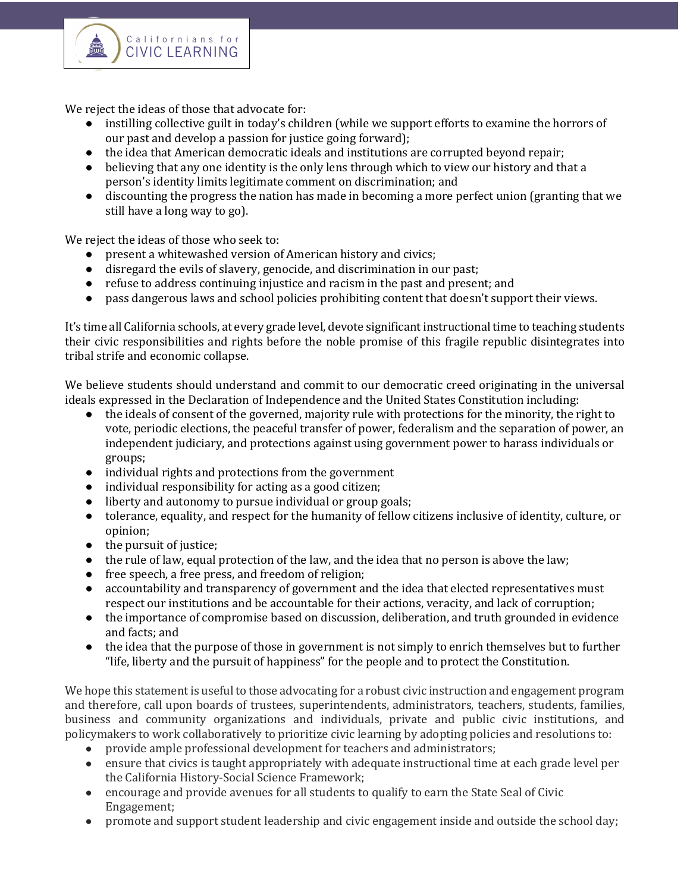We reject the ideas of those that advocate for:

- instilling collective guilt in today's children (while we support efforts to examine the horrors of our past and develop a passion for justice going forward);
- the idea that American democratic ideals and institutions are corrupted beyond repair;
- believing that any one identity is the only lens through which to view our history and that a person's identity limits legitimate comment on discrimination; and
- discounting the progress the nation has made in becoming a more perfect union (granting that we still have a long way to go).

We reject the ideas of those who seek to:

- present a whitewashed version of American history and civics;
- disregard the evils of slavery, genocide, and discrimination in our past;
- refuse to address continuing injustice and racism in the past and present; and
- pass dangerous laws and school policies prohibiting content that doesn't support their views.

It's time all California schools, at every grade level, devote significant instructional time to teaching students their civic responsibilities and rights before the noble promise of this fragile republic disintegrates into tribal strife and economic collapse.

We believe students should understand and commit to our democratic creed originating in the universal ideals expressed in the Declaration of Independence and the United States Constitution including:

- the ideals of consent of the governed, majority rule with protections for the minority, the right to vote, periodic elections, the peaceful transfer of power, federalism and the separation of power, an independent judiciary, and protections against using government power to harass individuals or groups;
- individual rights and protections from the government
- individual responsibility for acting as a good citizen;
- liberty and autonomy to pursue individual or group goals;
- tolerance, equality, and respect for the humanity of fellow citizens inclusive of identity, culture, or opinion;
- the pursuit of justice;
- the rule of law, equal protection of the law, and the idea that no person is above the law;
- free speech, a free press, and freedom of religion;
- accountability and transparency of government and the idea that elected representatives must respect our institutions and be accountable for their actions, veracity, and lack of corruption;
- the importance of compromise based on discussion, deliberation, and truth grounded in evidence and facts; and
- the idea that the purpose of those in government is not simply to enrich themselves but to further "life, liberty and the pursuit of happiness" for the people and to protect the Constitution.

We hope this statement is useful to those advocating for a robust civic instruction and engagement program and therefore, call upon boards of trustees, superintendents, administrators, teachers, students, families, business and community organizations and individuals, private and public civic institutions, and policymakers to work collaboratively to prioritize civic learning by adopting policies and resolutions to:

- provide ample professional development for teachers and administrators;
- ensure that civics is taught appropriately with adequate instructional time at each grade level per the California History-Social Science Framework;
- encourage and provide avenues for all students to qualify to earn the State Seal of Civic Engagement;
- promote and support student leadership and civic engagement inside and outside the school day;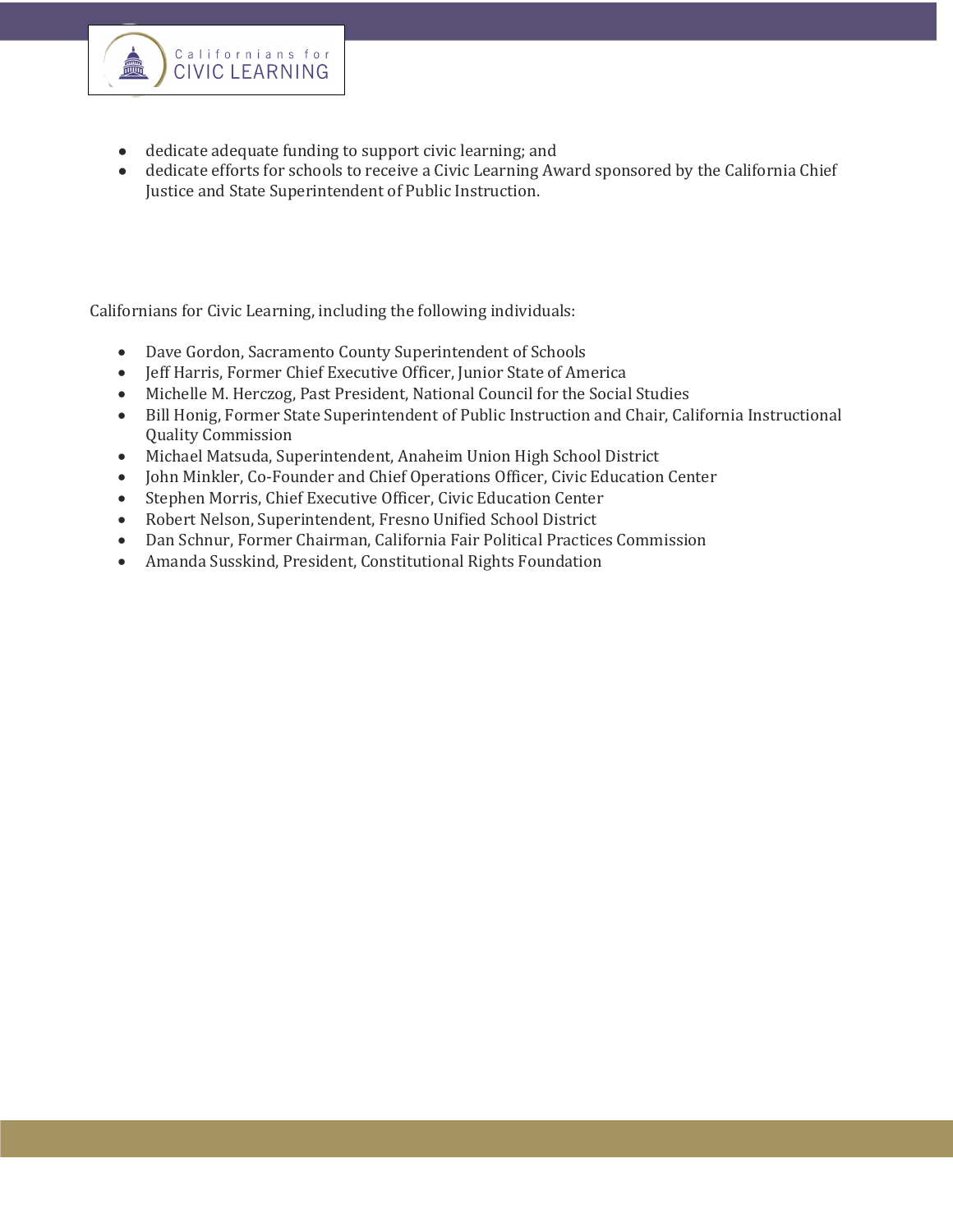- dedicate adequate funding to support civic learning; and
- dedicate efforts for schools to receive a Civic Learning Award sponsored by the California Chief Justice and State Superintendent of Public Instruction.

Californians for Civic Learning, including the following individuals:

- Dave Gordon, Sacramento County Superintendent of Schools
- Jeff Harris, Former Chief Executive Officer, Junior State of America
- Michelle M. Herczog, Past President, National Council for the Social Studies
- Bill Honig, Former State Superintendent of Public Instruction and Chair, California Instructional Quality Commission
- Michael Matsuda, Superintendent, Anaheim Union High School District
- John Minkler, Co-Founder and Chief Operations Officer, Civic Education Center
- Stephen Morris, Chief Executive Officer, Civic Education Center
- Robert Nelson, Superintendent, Fresno Unified School District
- Dan Schnur, Former Chairman, California Fair Political Practices Commission
- Amanda Susskind, President, Constitutional Rights Foundation